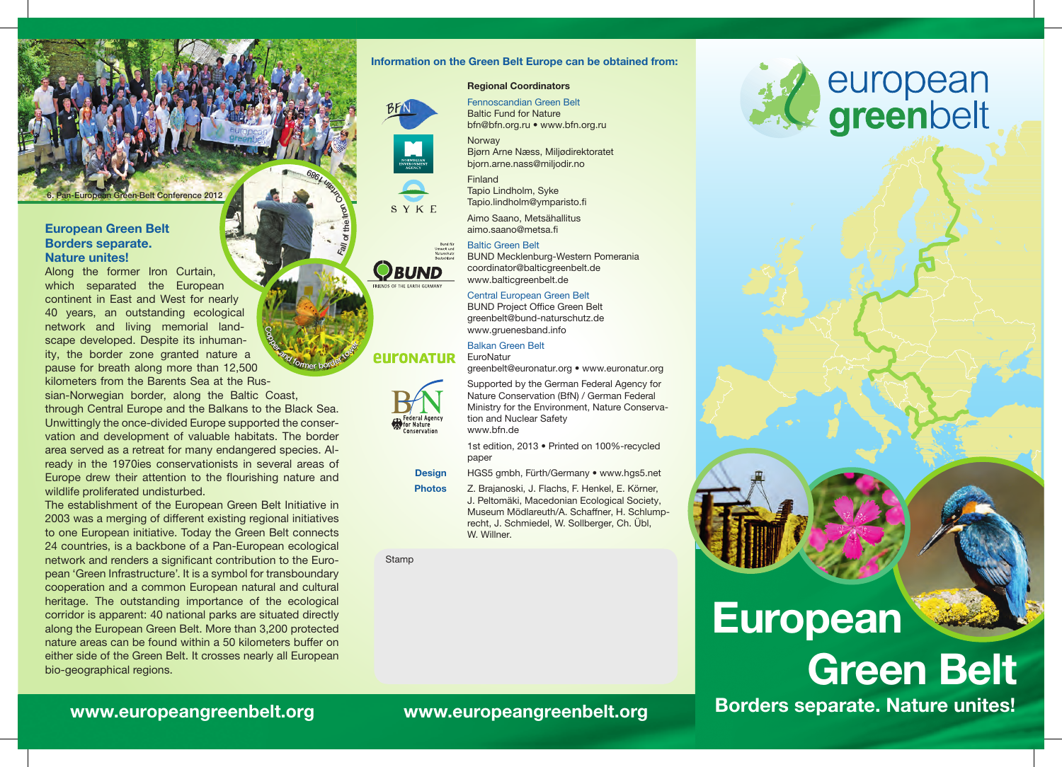6. Pan-European Green-Belt Conference 2012

Fall of the Iron Curtain 1989

Copper and former border tower

## European Green Belt
## Borders separate.
## Nature unites!

Along the former Iron Curtain, which separated the European continent in East and West for nearly 40 years, an outstanding ecological network and living memorial landscape developed. Despite its inhumanity, the border zone granted nature a pause for breath along more than 12,500 kilometers from the Barents Sea at the Russian-Norwegian border, along the Baltic Coast, through Central Europe and the Balkans to the Black Sea. Unwittingly the once-divided Europe supported the conservation and development of valuable habitats. The border area served as a retreat for many endangered species. Already in the 1970ies conservationists in several areas of Europe drew their attention to the flourishing nature and wildlife proliferated undisturbed.

The establishment of the European Green Belt Initiative in 2003 was a merging of different existing regional initiatives to one European initiative. Today the Green Belt connects 24 countries, is a backbone of a Pan-European ecological network and renders a significant contribution to the European 'Green Infrastructure'. It is a symbol for transboundary cooperation and a common European natural and cultural heritage. The outstanding importance of the ecological corridor is apparent: 40 national parks are situated directly along the European Green Belt. More than 3,200 protected nature areas can be found within a 50 kilometers buffer on either side of the Green Belt. It crosses nearly all European bio-geographical regions.

**www.europeangreenbelt.org**

**Information on the Green Belt Europe can be obtained from:**

**Regional Coordinators**

Fennoscandian Green Belt
Baltic Fund for Nature
bfn@bfn.org.ru • www.bfn.org.ru

Norway
Bjørn Arne Næss, Miljødirektoratet
bjorn.arne.nass@miljodir.no

Finland
Tapio Lindholm, Syke
Tapio.lindholm@ymparisto.fi

Aimo Saano, Metsähallitus
aimo.saano@metsa.fi

Baltic Green Belt
BUND Mecklenburg-Western Pomerania
coordinator@balticgreenbelt.de
www.balticgreenbelt.de

Central European Green Belt
BUND Project Office Green Belt
greenbelt@bund-naturschutz.de
www.gruenesband.info

Balkan Green Belt
EuroNatur
greenbelt@euronatur.org • www.euronatur.org

Supported by the German Federal Agency for Nature Conservation (BfN) / German Federal Ministry for the Environment, Nature Conservation and Nuclear Safety
www.bfn.de

1st edition, 2013 • Printed on 100%-recycled paper

**Design** HGS5 gmbh, Fürth/Germany • www.hgs5.net

**Photos** Z. Brajanoski, J. Flachs, F. Henkel, E. Körner, J. Peltomäki, Macedonian Ecological Society, Museum Mödlareuth/A. Schaffner, H. Schlumprecht, J. Schmiedel, W. Sollberger, Ch. Übl, W. Willner.

Stamp

**www.europeangreenbelt.org**

european **green**belt

# European Green Belt

**Borders separate. Nature unites!**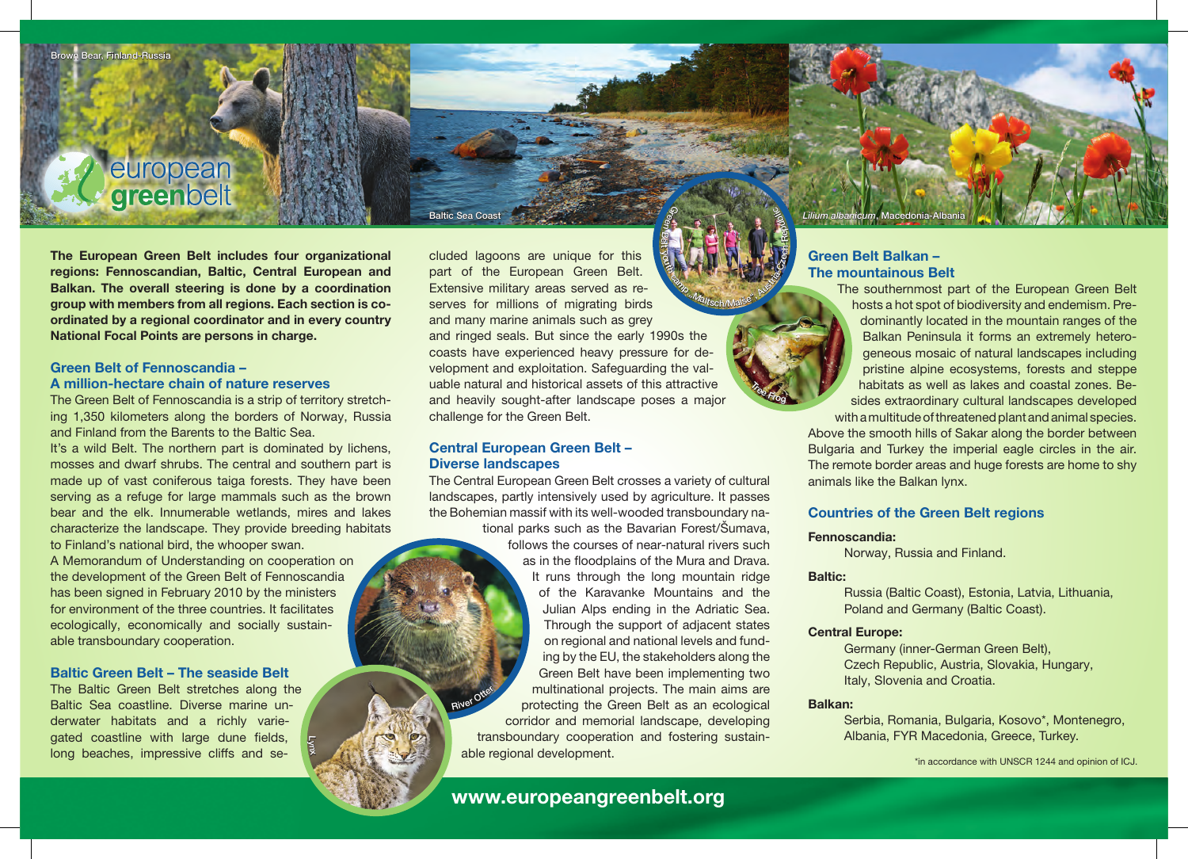european greenbelt

Brown Bear, Finland-Russia

Baltic Sea Coast

Lilium albanicum, Macedonia-Albania

**The European Green Belt includes four organizational regions: Fennoscandian, Baltic, Central European and Balkan. The overall steering is done by a coordination group with members from all regions. Each section is coordinated by a regional coordinator and in every country National Focal Points are persons in charge.**

## Green Belt of Fennoscandia – A million-hectare chain of nature reserves

The Green Belt of Fennoscandia is a strip of territory stretching 1,350 kilometers along the borders of Norway, Russia and Finland from the Barents to the Baltic Sea.

It's a wild Belt. The northern part is dominated by lichens, mosses and dwarf shrubs. The central and southern part is made up of vast coniferous taiga forests. They have been serving as a refuge for large mammals such as the brown bear and the elk. Innumerable wetlands, mires and lakes characterize the landscape. They provide breeding habitats to Finland's national bird, the whooper swan.

A Memorandum of Understanding on cooperation on the development of the Green Belt of Fennoscandia has been signed in February 2010 by the ministers for environment of the three countries. It facilitates ecologically, economically and socially sustainable transboundary cooperation.

## Baltic Green Belt – The seaside Belt

The Baltic Green Belt stretches along the Baltic Sea coastline. Diverse marine underwater habitats and a richly variegated coastline with large dune fields, long beaches, impressive cliffs and secluded lagoons are unique for this part of the European Green Belt. Extensive military areas served as reserves for millions of migrating birds and many marine animals such as grey and ringed seals. But since the early 1990s the coasts have experienced heavy pressure for development and exploitation. Safeguarding the valuable natural and historical assets of this attractive and heavily sought-after landscape poses a major challenge for the Green Belt.

Lynx

River Otter

Green Belt youth camp „Maltsch/Malse", Austria-Czech Republic

Tree Frog

## Central European Green Belt – Diverse landscapes

The Central European Green Belt crosses a variety of cultural landscapes, partly intensively used by agriculture. It passes the Bohemian massif with its well-wooded transboundary national parks such as the Bavarian Forest/Šumava, follows the courses of near-natural rivers such as in the floodplains of the Mura and Drava. It runs through the long mountain ridge of the Karavanke Mountains and the Julian Alps ending in the Adriatic Sea. Through the support of adjacent states on regional and national levels and funding by the EU, the stakeholders along the Green Belt have been implementing two multinational projects. The main aims are protecting the Green Belt as an ecological corridor and memorial landscape, developing transboundary cooperation and fostering sustainable regional development.

## Green Belt Balkan – The mountainous Belt

The southernmost part of the European Green Belt hosts a hot spot of biodiversity and endemism. Predominantly located in the mountain ranges of the Balkan Peninsula it forms an extremely heterogeneous mosaic of natural landscapes including pristine alpine ecosystems, forests and steppe habitats as well as lakes and coastal zones. Besides extraordinary cultural landscapes developed with a multitude of threatened plant and animal species. Above the smooth hills of Sakar along the border between Bulgaria and Turkey the imperial eagle circles in the air. The remote border areas and huge forests are home to shy animals like the Balkan lynx.

## Countries of the Green Belt regions

**Fennoscandia:**
Norway, Russia and Finland.

**Baltic:**
Russia (Baltic Coast), Estonia, Latvia, Lithuania, Poland and Germany (Baltic Coast).

**Central Europe:**
Germany (inner-German Green Belt), Czech Republic, Austria, Slovakia, Hungary, Italy, Slovenia and Croatia.

**Balkan:**
Serbia, Romania, Bulgaria, Kosovo*, Montenegro, Albania, FYR Macedonia, Greece, Turkey.

*in accordance with UNSCR 1244 and opinion of ICJ.

**www.europeangreenbelt.org**